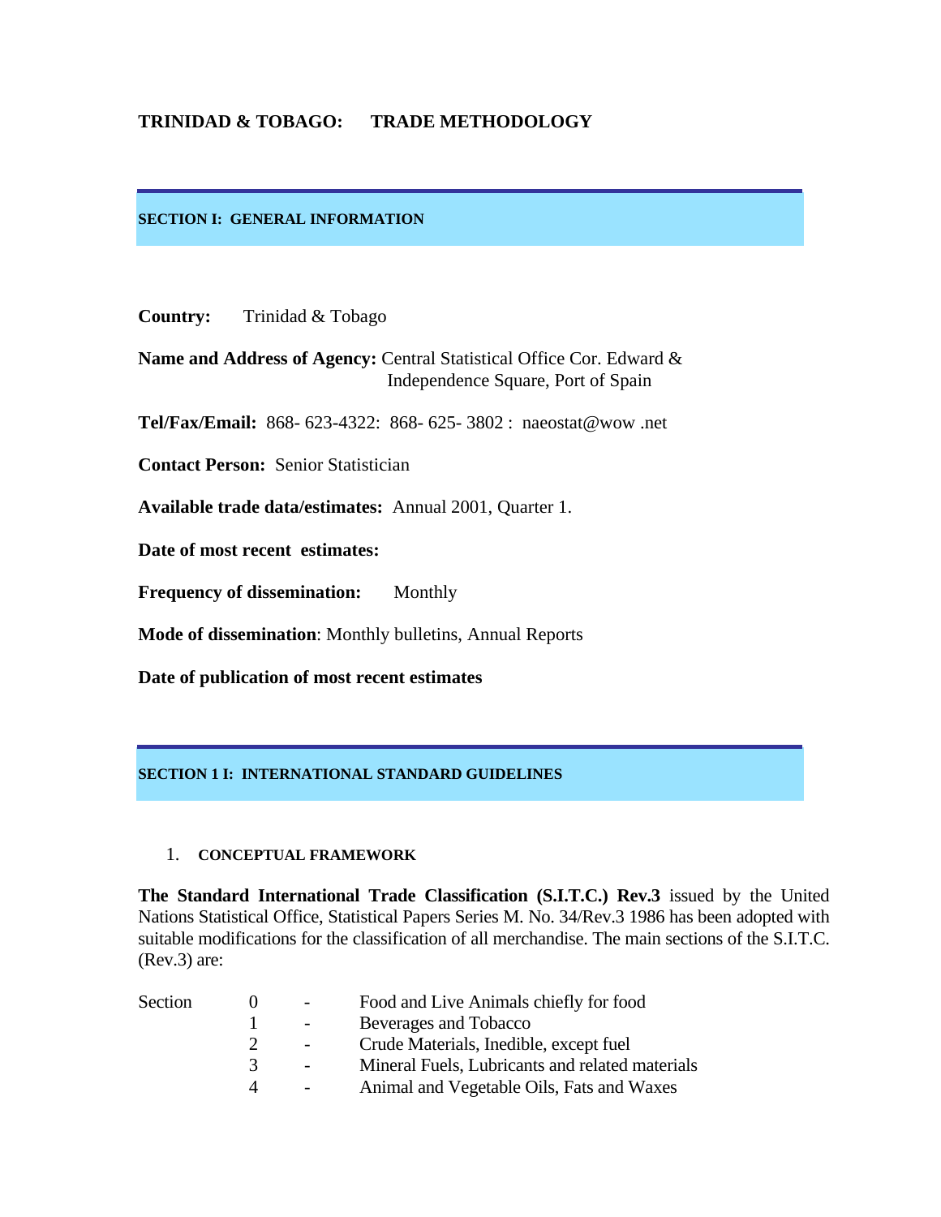# TRINIDAD & TOBAGO: TRADE METHODOLOGY

## SECTION I: GENERAL INFORMATION

**Country:** Trinidad & Tobago

**Name and Address of Agency:** Central Statistical Office Cor. Edward & Independence Square, Port of Spain

**Tel/Fax/Email:** 868- 623-4322: 868- 625- 3802 : naeostat@wow .net

**Contact Person:** Senior Statistician

**Available trade data/estimates:** Annual 2001, Quarter 1.

**Date of most recent estimates:**

**Frequency of dissemination:** Monthly

**Mode of dissemination**: Monthly bulletins, Annual Reports

**Date of publication of most recent estimates**

## SECTION 1 I: INTERNATIONAL STANDARD GUIDELINES

### 1. CONCEPTUAL FRAMEWORK

**The Standard International Trade Classification (S.I.T.C.) Rev.3** issued by the United Nations Statistical Office, Statistical Papers Series M. No. 34/Rev.3 1986 has been adopted with suitable modifications for the classification of all merchandise. The main sections of the S.I.T.C. (Rev.3) are:

| | | | |
|---|---|---|---|
| Section | 0 | - | Food and Live Animals chiefly for food |
| | 1 | - | Beverages and Tobacco |
| | 2 | - | Crude Materials, Inedible, except fuel |
| | 3 | - | Mineral Fuels, Lubricants and related materials |
| | 4 | - | Animal and Vegetable Oils, Fats and Waxes |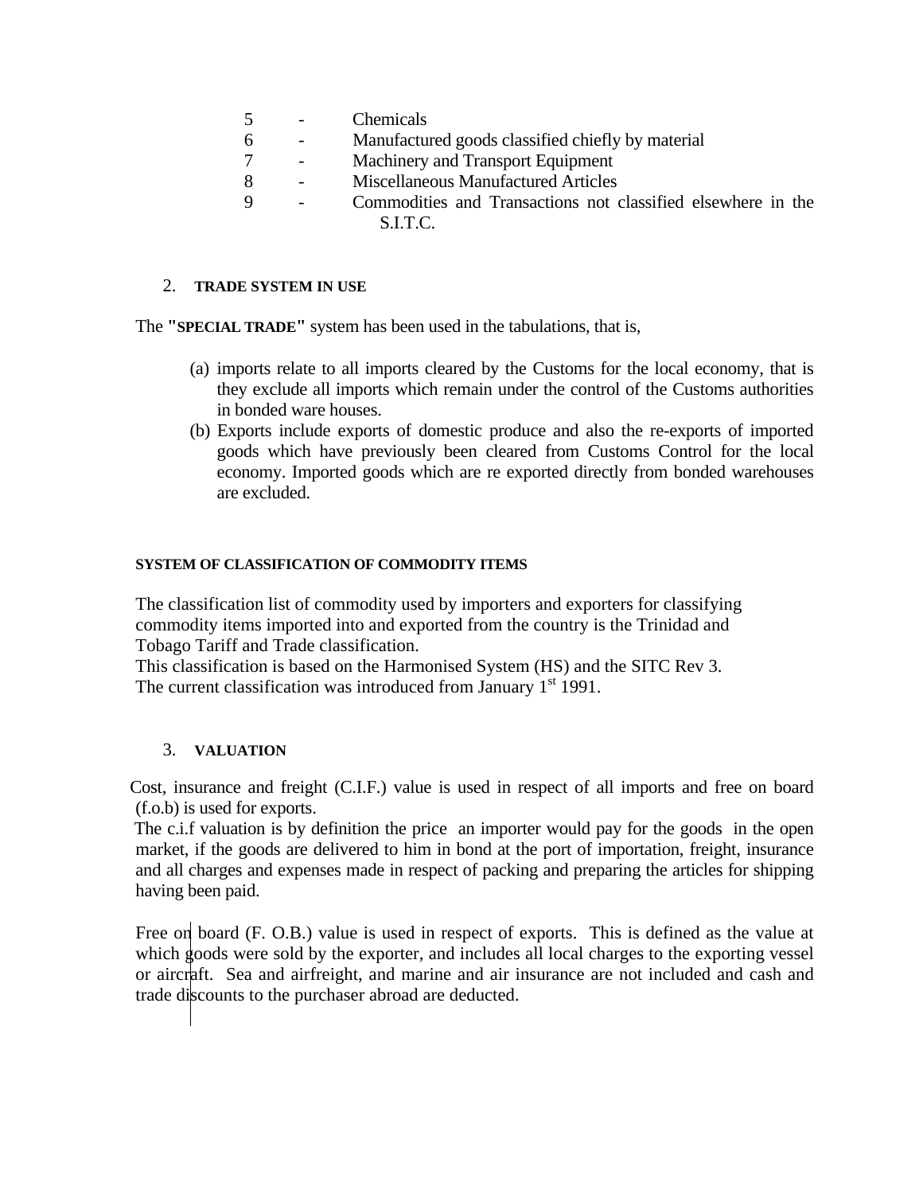| | | |
|---|---|---|
| 5 | - | Chemicals |
| 6 | - | Manufactured goods classified chiefly by material |
| 7 | - | Machinery and Transport Equipment |
| 8 | - | Miscellaneous Manufactured Articles |
| 9 | - | Commodities and Transactions not classified elsewhere in the S.I.T.C. |

## 2. TRADE SYSTEM IN USE

The **"SPECIAL TRADE"** system has been used in the tabulations, that is,

(a) imports relate to all imports cleared by the Customs for the local economy, that is they exclude all imports which remain under the control of the Customs authorities in bonded ware houses.
(b) Exports include exports of domestic produce and also the re-exports of imported goods which have previously been cleared from Customs Control for the local economy. Imported goods which are re exported directly from bonded warehouses are excluded.

### SYSTEM OF CLASSIFICATION OF COMMODITY ITEMS

The classification list of commodity used by importers and exporters for classifying commodity items imported into and exported from the country is the Trinidad and Tobago Tariff and Trade classification.
This classification is based on the Harmonised System (HS) and the SITC Rev 3.
The current classification was introduced from January 1st 1991.

## 3. VALUATION

Cost, insurance and freight (C.I.F.) value is used in respect of all imports and free on board (f.o.b) is used for exports.
The c.i.f valuation is by definition the price an importer would pay for the goods in the open market, if the goods are delivered to him in bond at the port of importation, freight, insurance and all charges and expenses made in respect of packing and preparing the articles for shipping having been paid.

Free on board (F. O.B.) value is used in respect of exports. This is defined as the value at which goods were sold by the exporter, and includes all local charges to the exporting vessel or aircraft. Sea and airfreight, and marine and air insurance are not included and cash and trade discounts to the purchaser abroad are deducted.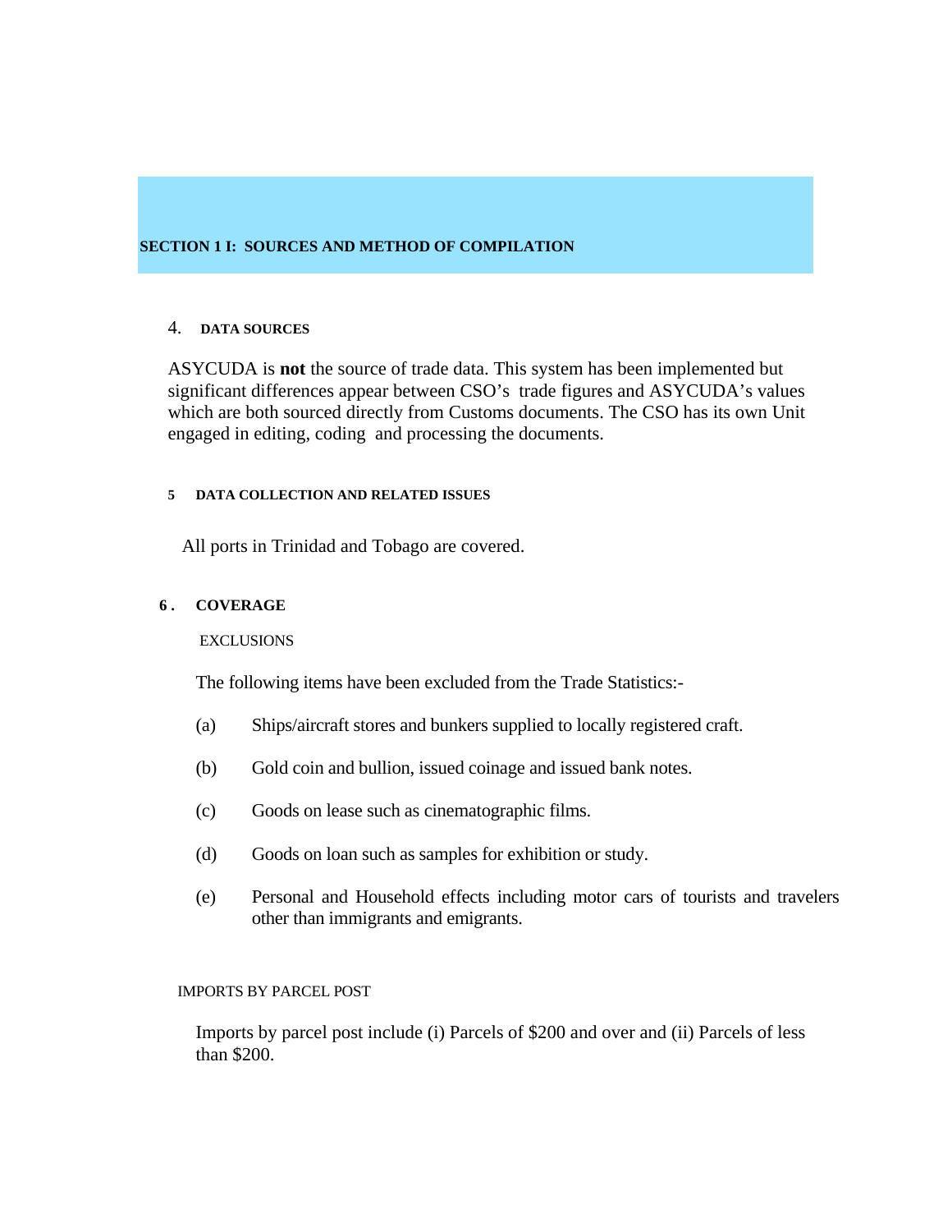## SECTION 1 I: SOURCES AND METHOD OF COMPILATION

### 4. DATA SOURCES

ASYCUDA is **not** the source of trade data. This system has been implemented but significant differences appear between CSO's trade figures and ASYCUDA's values which are both sourced directly from Customs documents. The CSO has its own Unit engaged in editing, coding and processing the documents.

### 5 DATA COLLECTION AND RELATED ISSUES

All ports in Trinidad and Tobago are covered.

### 6 . COVERAGE

EXCLUSIONS

The following items have been excluded from the Trade Statistics:-

(a) Ships/aircraft stores and bunkers supplied to locally registered craft.

(b) Gold coin and bullion, issued coinage and issued bank notes.

(c) Goods on lease such as cinematographic films.

(d) Goods on loan such as samples for exhibition or study.

(e) Personal and Household effects including motor cars of tourists and travelers other than immigrants and emigrants.

IMPORTS BY PARCEL POST

Imports by parcel post include (i) Parcels of $200 and over and (ii) Parcels of less than $200.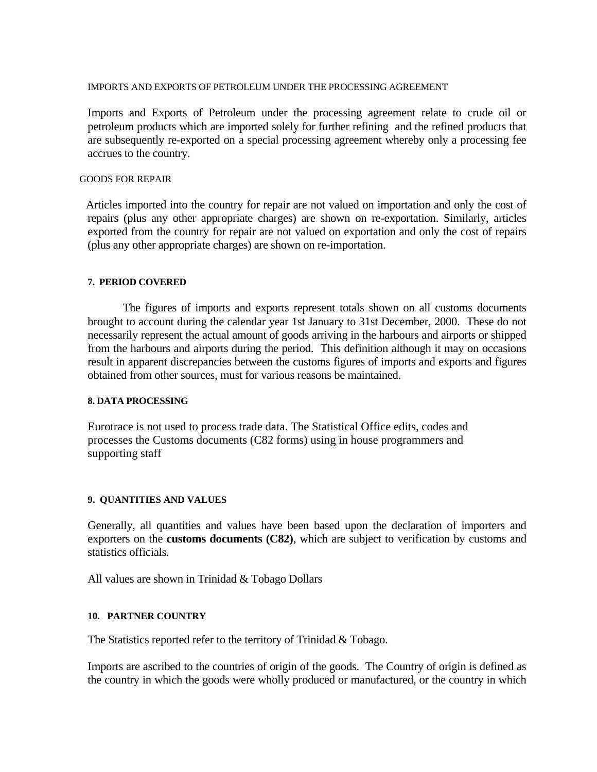IMPORTS AND EXPORTS OF PETROLEUM UNDER THE PROCESSING AGREEMENT

Imports and Exports of Petroleum under the processing agreement relate to crude oil or petroleum products which are imported solely for further refining and the refined products that are subsequently re-exported on a special processing agreement whereby only a processing fee accrues to the country.

GOODS FOR REPAIR

Articles imported into the country for repair are not valued on importation and only the cost of repairs (plus any other appropriate charges) are shown on re-exportation. Similarly, articles exported from the country for repair are not valued on exportation and only the cost of repairs (plus any other appropriate charges) are shown on re-importation.

**7. PERIOD COVERED**

The figures of imports and exports represent totals shown on all customs documents brought to account during the calendar year 1st January to 31st December, 2000. These do not necessarily represent the actual amount of goods arriving in the harbours and airports or shipped from the harbours and airports during the period. This definition although it may on occasions result in apparent discrepancies between the customs figures of imports and exports and figures obtained from other sources, must for various reasons be maintained.

**8. DATA PROCESSING**

Eurotrace is not used to process trade data. The Statistical Office edits, codes and processes the Customs documents (C82 forms) using in house programmers and supporting staff

**9. QUANTITIES AND VALUES**

Generally, all quantities and values have been based upon the declaration of importers and exporters on the **customs documents (C82)**, which are subject to verification by customs and statistics officials.

All values are shown in Trinidad & Tobago Dollars

**10. PARTNER COUNTRY**

The Statistics reported refer to the territory of Trinidad & Tobago.

Imports are ascribed to the countries of origin of the goods. The Country of origin is defined as the country in which the goods were wholly produced or manufactured, or the country in which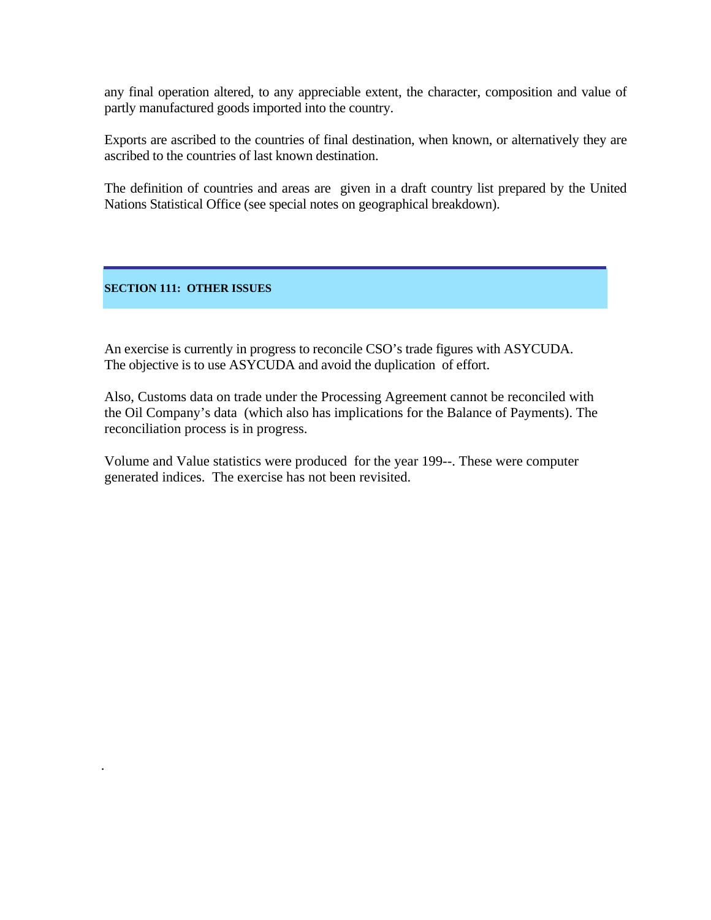any final operation altered, to any appreciable extent, the character, composition and value of partly manufactured goods imported into the country.

Exports are ascribed to the countries of final destination, when known, or alternatively they are ascribed to the countries of last known destination.

The definition of countries and areas are given in a draft country list prepared by the United Nations Statistical Office (see special notes on geographical breakdown).

## SECTION 111: OTHER ISSUES

An exercise is currently in progress to reconcile CSO's trade figures with ASYCUDA. The objective is to use ASYCUDA and avoid the duplication of effort.

Also, Customs data on trade under the Processing Agreement cannot be reconciled with the Oil Company's data (which also has implications for the Balance of Payments). The reconciliation process is in progress.

Volume and Value statistics were produced for the year 199--. These were computer generated indices. The exercise has not been revisited.